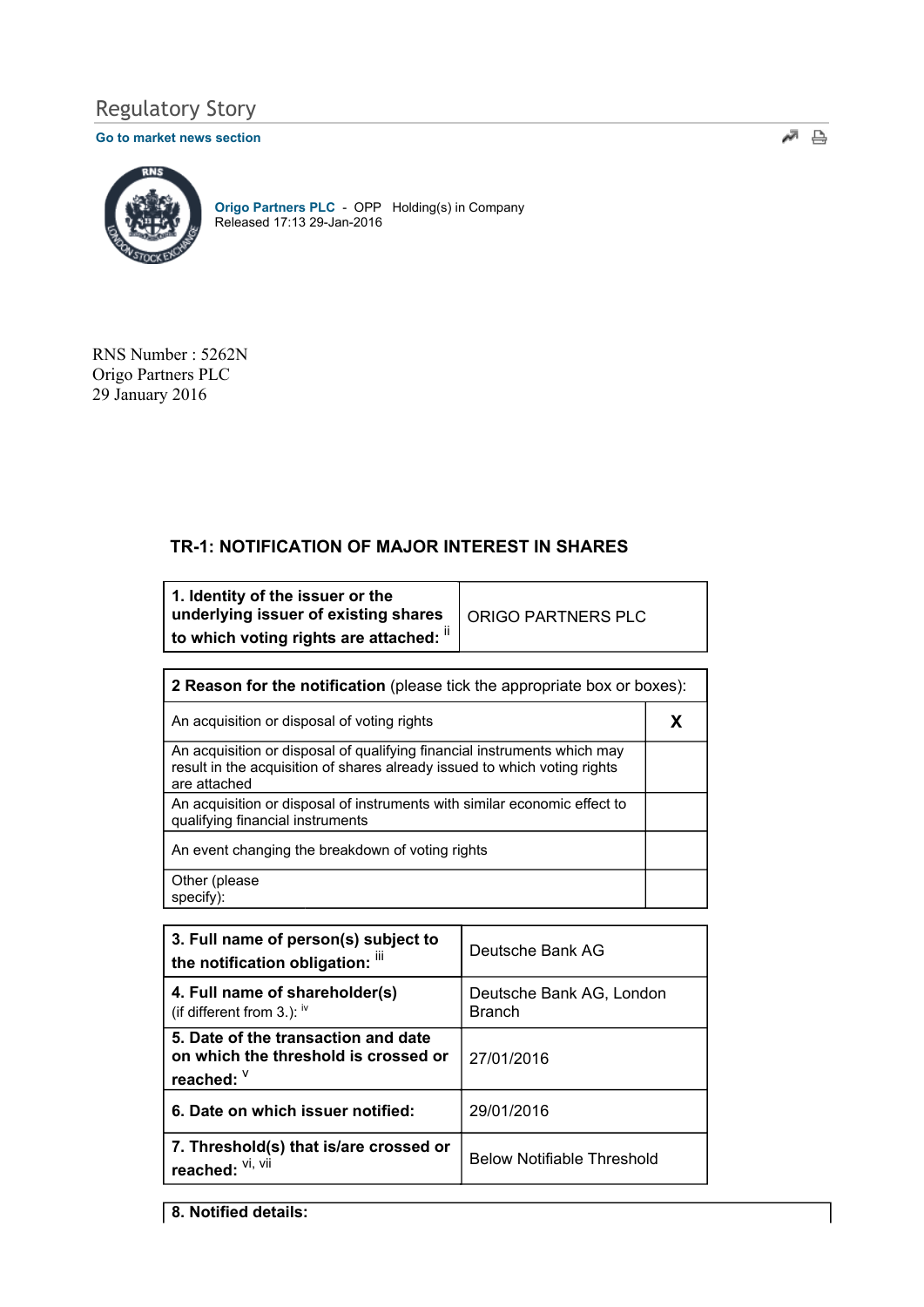Regulatory Story

Go to market news section

Origo Partners PLC - OPP Holding(s) in Company
Released 17:13 29-Jan-2016

RNS Number : 5262N
Origo Partners PLC
29 January 2016

## TR-1: NOTIFICATION OF MAJOR INTEREST IN SHARES

| **1. Identity of the issuer or the underlying issuer of existing shares to which voting rights are attached:** [ii] | ORIGO PARTNERS PLC |
|---|---|

| **2 Reason for the notification** (please tick the appropriate box or boxes): | |
|---|---|
| An acquisition or disposal of voting rights | **X** |
| An acquisition or disposal of qualifying financial instruments which may result in the acquisition of shares already issued to which voting rights are attached | |
| An acquisition or disposal of instruments with similar economic effect to qualifying financial instruments | |
| An event changing the breakdown of voting rights | |
| Other (please specify): | |

| **3. Full name of person(s) subject to the notification obligation:** [iii] | Deutsche Bank AG |
|---|---|
| **4. Full name of shareholder(s)** (if different from 3.): [iv] | Deutsche Bank AG, London Branch |
| **5. Date of the transaction and date on which the threshold is crossed or reached:** [v] | 27/01/2016 |
| **6. Date on which issuer notified:** | 29/01/2016 |
| **7. Threshold(s) that is/are crossed or reached:** [vi, vii] | Below Notifiable Threshold |

**8. Notified details:**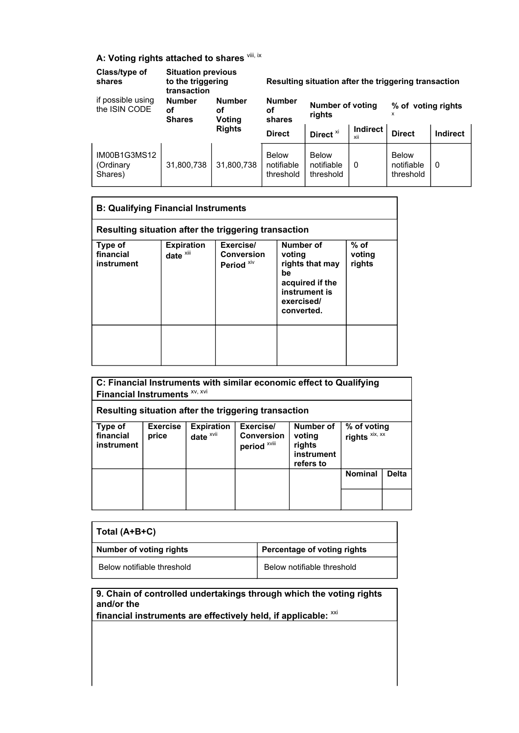**A: Voting rights attached to shares** [viii, ix]

| Class/type of shares | Situation previous to the triggering transaction | | Resulting situation after the triggering transaction | | | | |
|---|---|---|---|---|---|---|---|
| if possible using the ISIN CODE | Number of Shares | Number of Voting Rights | Number of shares | Number of voting rights | | % of voting rights [x] | |
| | | | Direct | Direct [xi] | Indirect [xii] | Direct | Indirect |
| IM00B1G3MS12 (Ordinary Shares) | 31,800,738 | 31,800,738 | Below notifiable threshold | Below notifiable threshold | 0 | Below notifiable threshold | 0 |

| B: Qualifying Financial Instruments | | | | |
|---|---|---|---|---|
| **Resulting situation after the triggering transaction** | | | | |
| **Type of financial instrument** | **Expiration date** [xiii] | **Exercise/ Conversion Period** [xiv] | **Number of voting rights that may be acquired if the instrument is exercised/ converted.** | **% of voting rights** |
| | | | | |

| C: Financial Instruments with similar economic effect to Qualifying Financial Instruments [xv, xvi] | | | | | | |
|---|---|---|---|---|---|---|
| **Resulting situation after the triggering transaction** | | | | | | |
| **Type of financial instrument** | **Exercise price** | **Expiration date** [xvii] | **Exercise/ Conversion period** [xviii] | **Number of voting rights instrument refers to** | **% of voting rights** [xix, xx] | |
| | | | | | **Nominal** | **Delta** |
| | | | | | | |

| Total (A+B+C) | |
|---|---|
| **Number of voting rights** | **Percentage of voting rights** |
| Below notifiable threshold | Below notifiable threshold |

| 9. Chain of controlled undertakings through which the voting rights and/or the financial instruments are effectively held, if applicable: [xxi] |
|---|
| |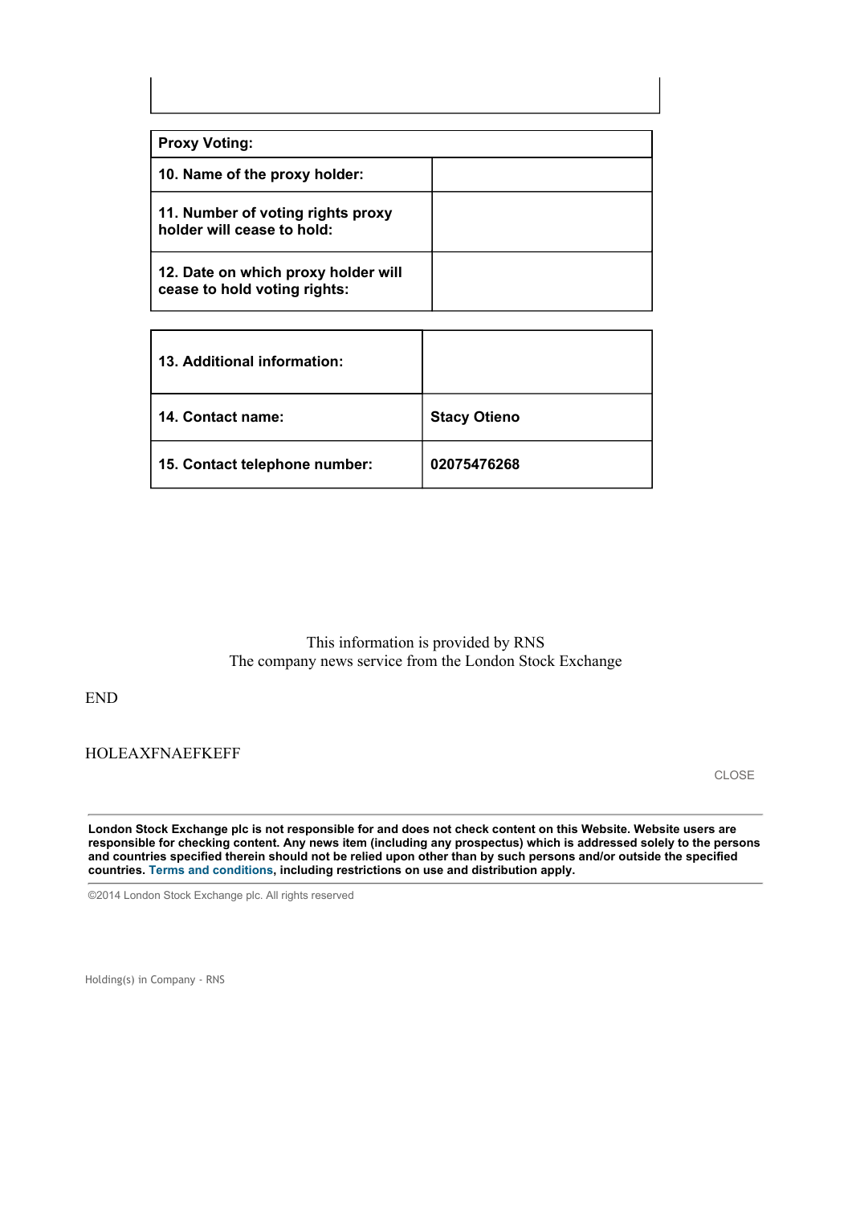| Proxy Voting: | |
|---|---|
| **10. Name of the proxy holder:** | |
| **11. Number of voting rights proxy holder will cease to hold:** | |
| **12. Date on which proxy holder will cease to hold voting rights:** | |

| | |
|---|---|
| **13. Additional information:** | |
| **14. Contact name:** | **Stacy Otieno** |
| **15. Contact telephone number:** | **02075476268** |

This information is provided by RNS
The company news service from the London Stock Exchange

END

HOLEAXFNAEFKEFF

CLOSE

**London Stock Exchange plc is not responsible for and does not check content on this Website. Website users are responsible for checking content. Any news item (including any prospectus) which is addressed solely to the persons and countries specified therein should not be relied upon other than by such persons and/or outside the specified countries. Terms and conditions, including restrictions on use and distribution apply.**

©2014 London Stock Exchange plc. All rights reserved